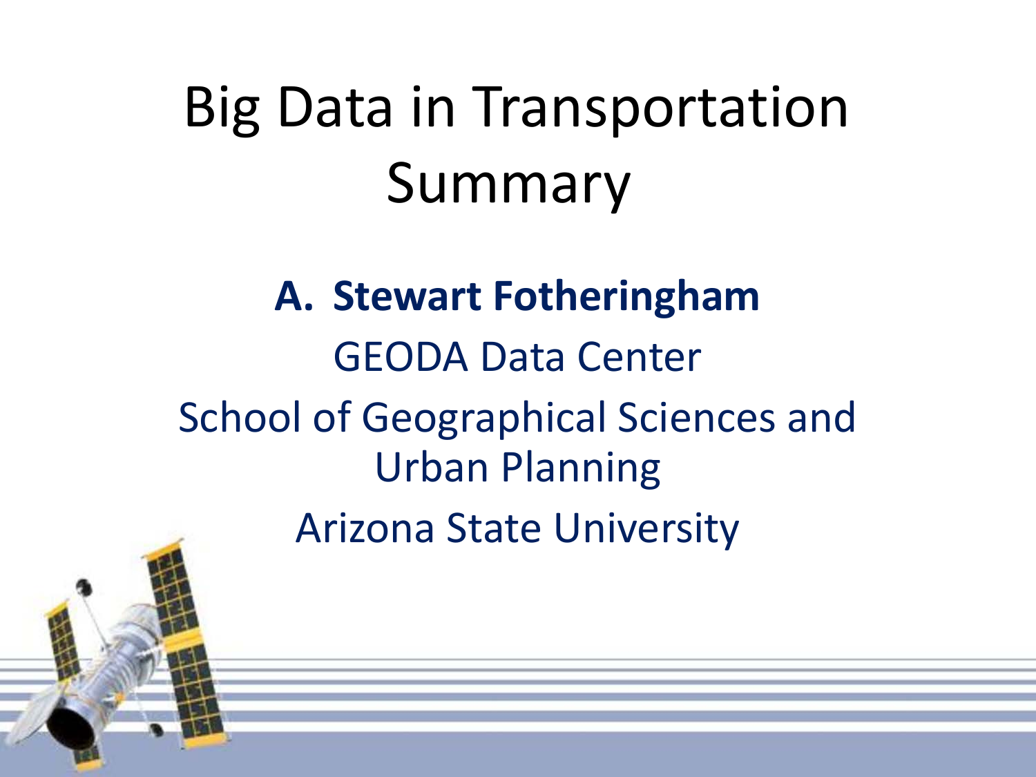# Big Data in Transportation Summary

**A. Stewart Fotheringham**

GEODA Data Center

School of Geographical Sciences and Urban Planning

Arizona State University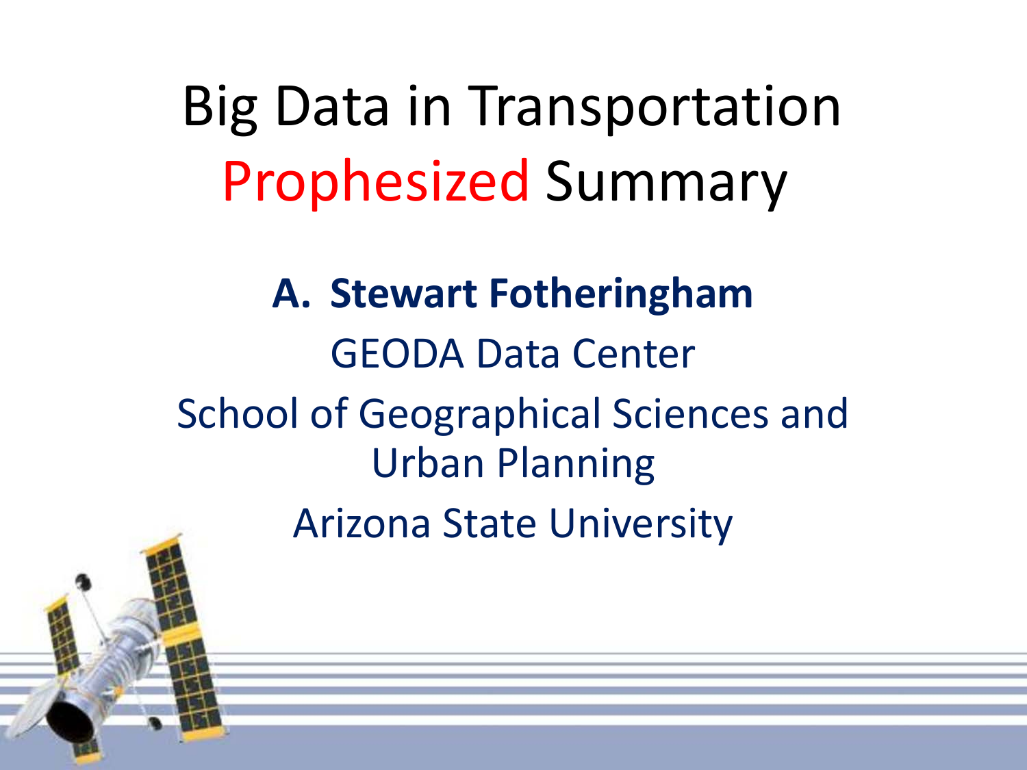# Big Data in Transportation Prophesized Summary

**A. Stewart Fotheringham**

GEODA Data Center

School of Geographical Sciences and Urban Planning

Arizona State University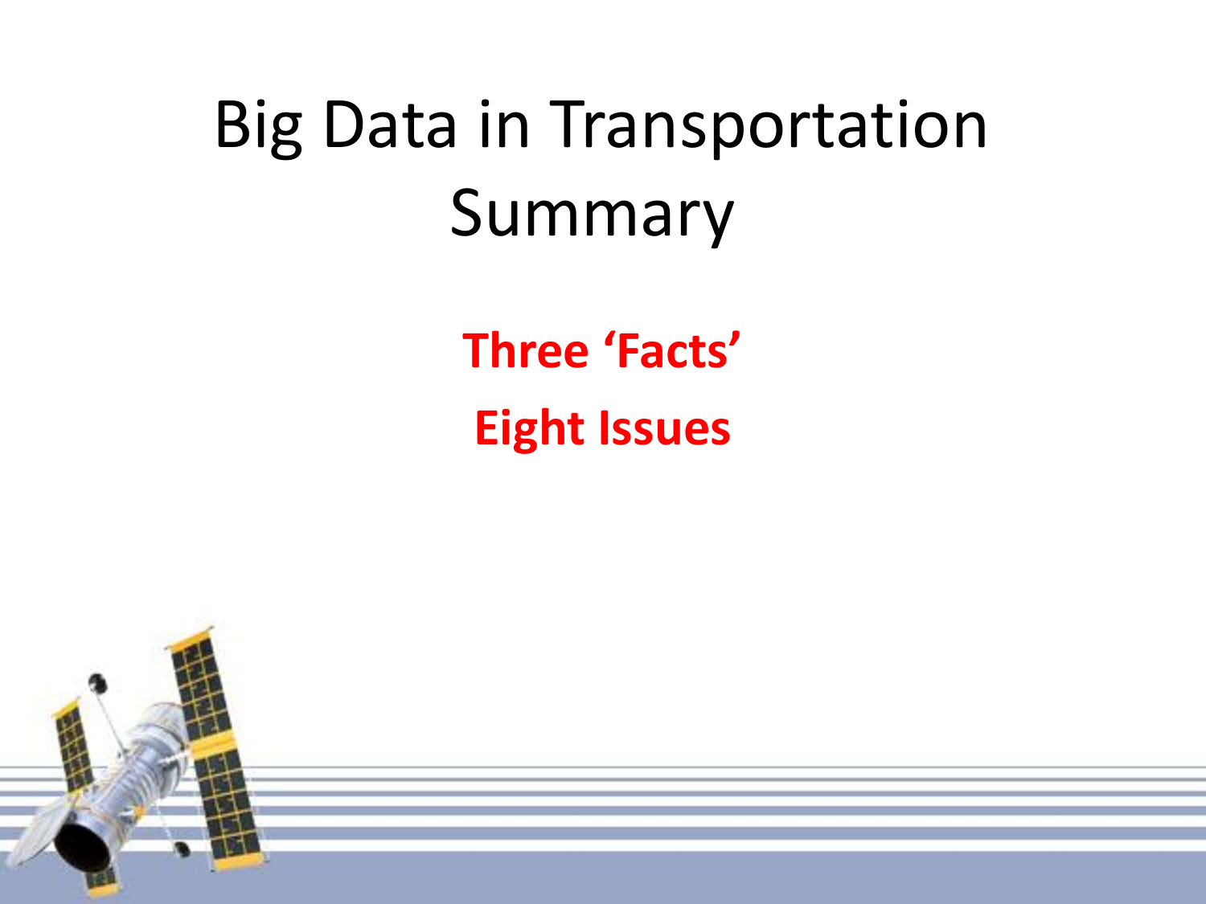# Big Data in Transportation Summary

**Three 'Facts'**

**Eight Issues**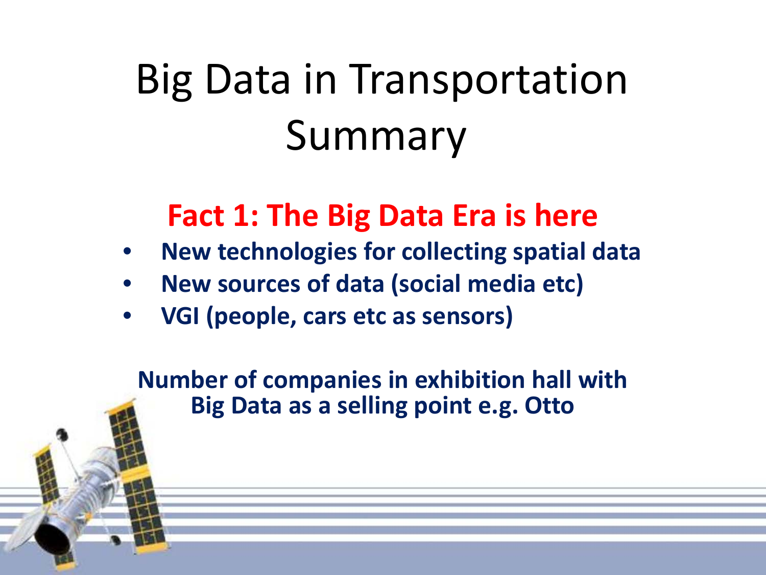# Big Data in Transportation Summary

## Fact 1: The Big Data Era is here

- **New technologies for collecting spatial data**
- **New sources of data (social media etc)**
- **VGI (people, cars etc as sensors)**

**Number of companies in exhibition hall with Big Data as a selling point e.g. Otto**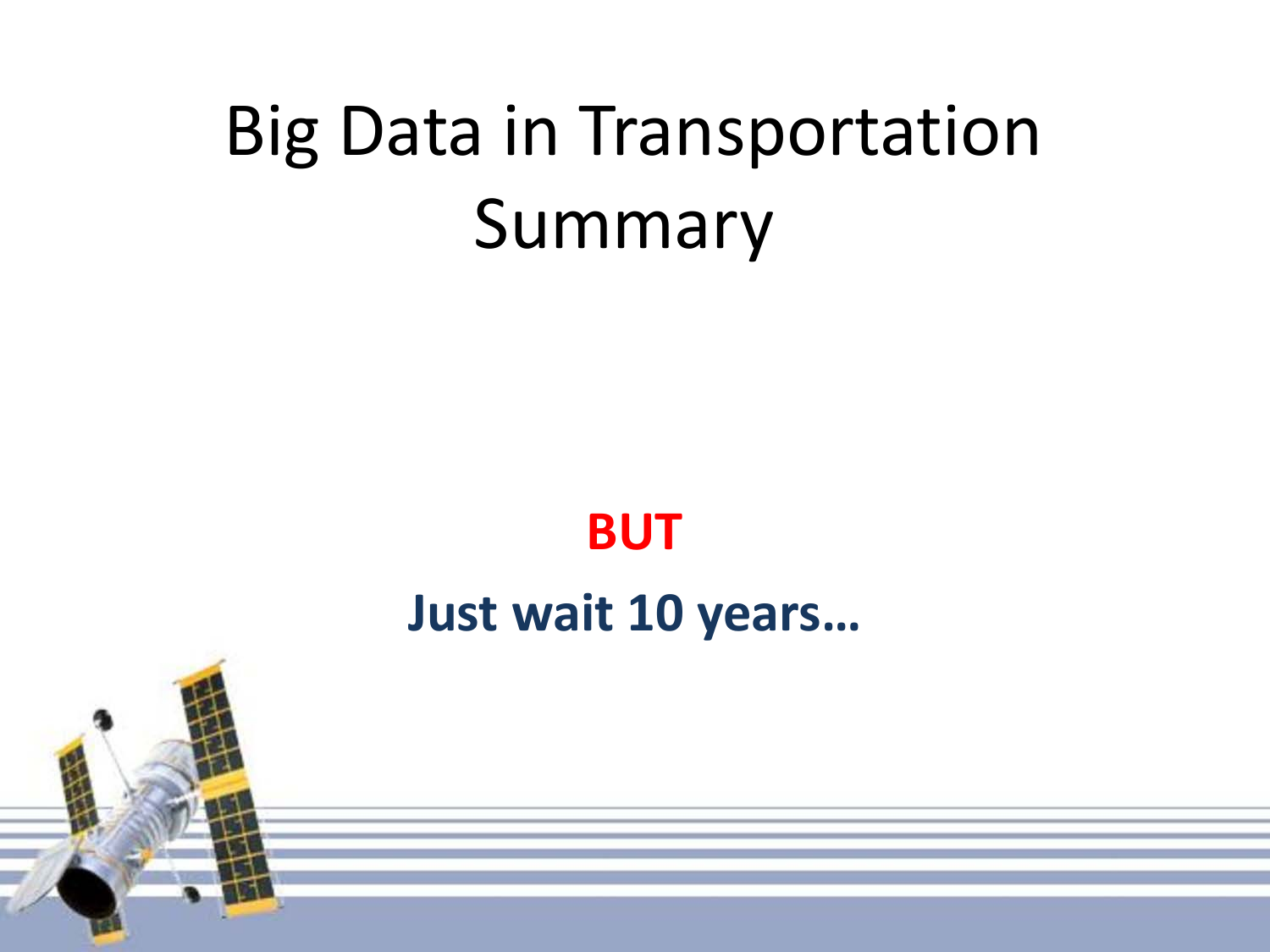# Big Data in Transportation Summary

**BUT**

**Just wait 10 years…**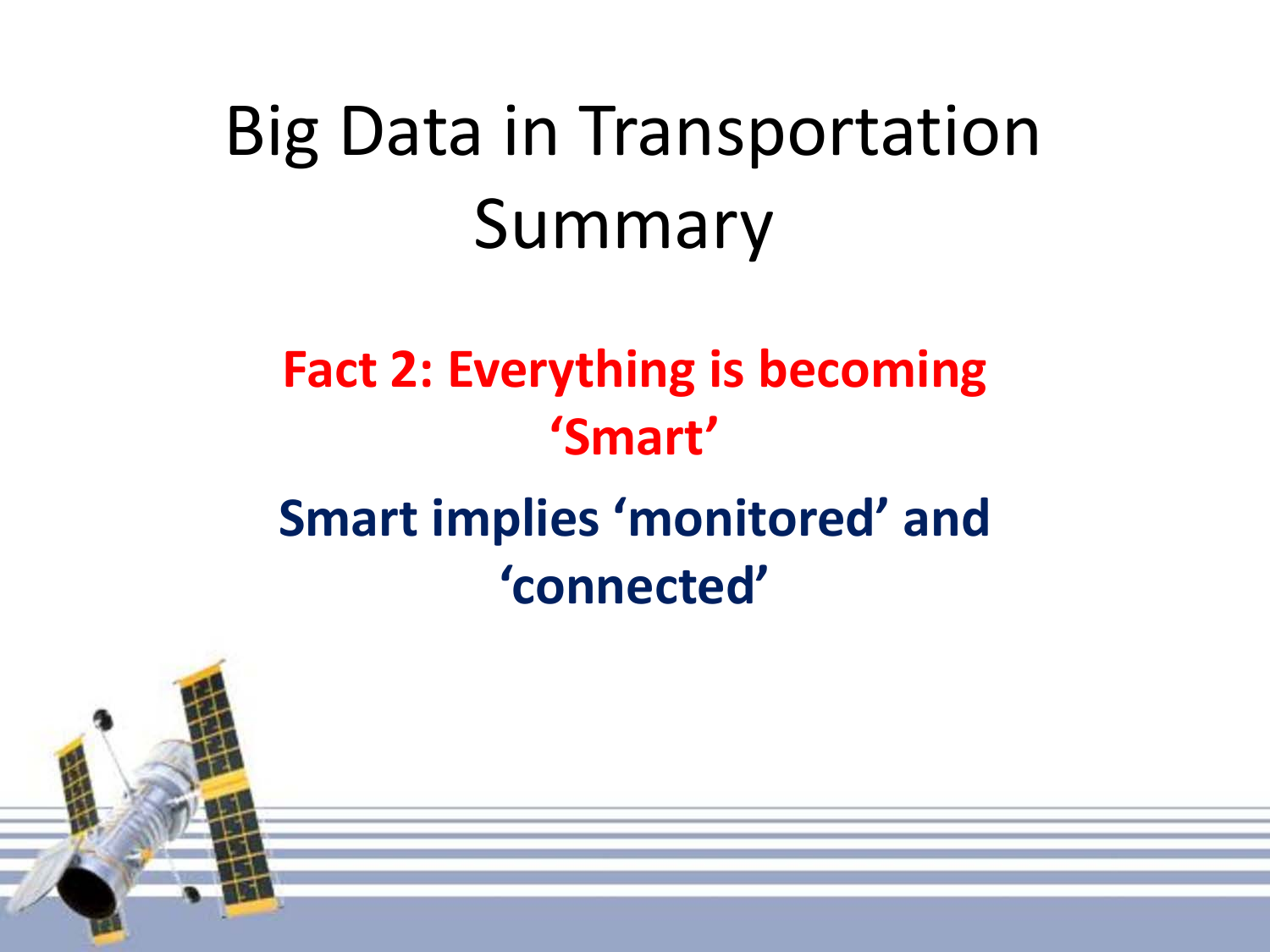# Big Data in Transportation Summary

**Fact 2: Everything is becoming 'Smart'**

**Smart implies 'monitored' and 'connected'**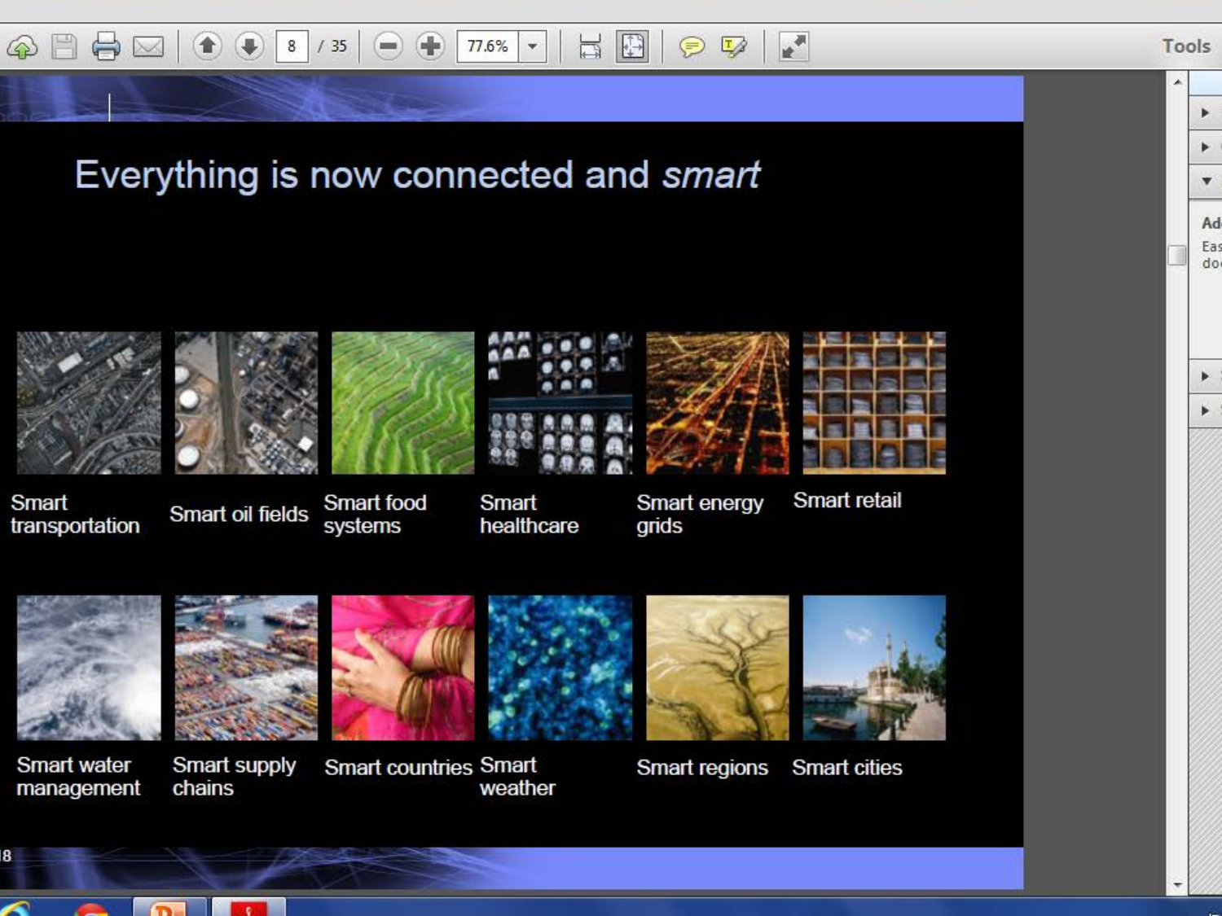# Everything is now connected and *smart*

- Smart transportation
- Smart oil fields
- Smart food systems
- Smart healthcare
- Smart energy grids
- Smart retail
- Smart water management
- Smart supply chains
- Smart countries
- Smart weather
- Smart regions
- Smart cities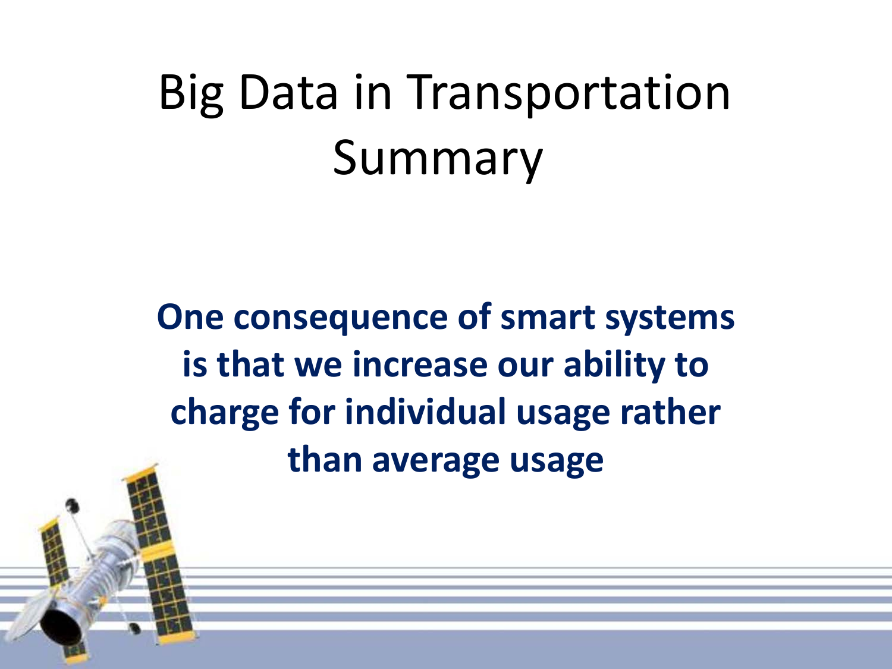# Big Data in Transportation Summary

**One consequence of smart systems is that we increase our ability to charge for individual usage rather than average usage**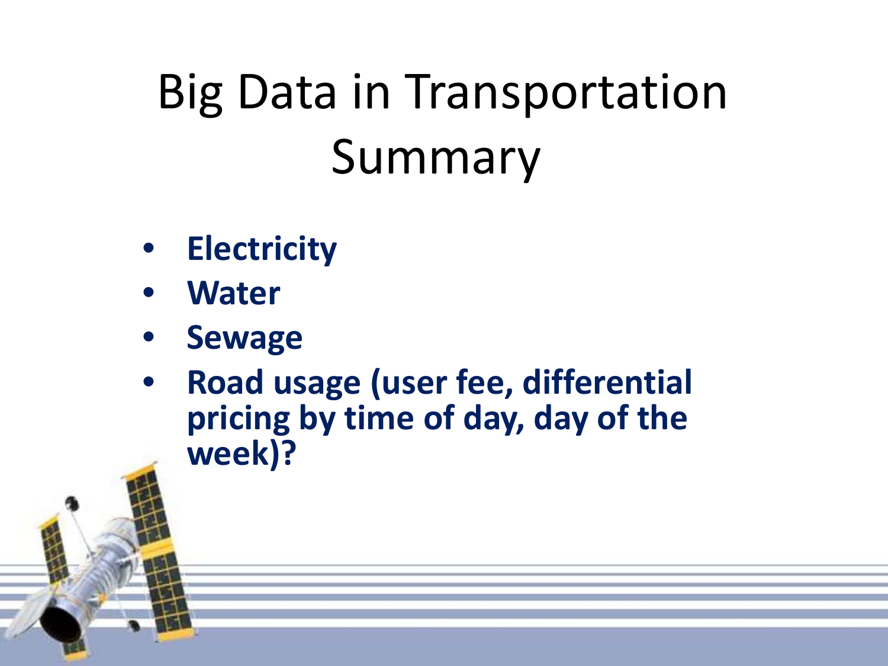# Big Data in Transportation Summary

- **Electricity**
- **Water**
- **Sewage**
- **Road usage (user fee, differential pricing by time of day, day of the week)?**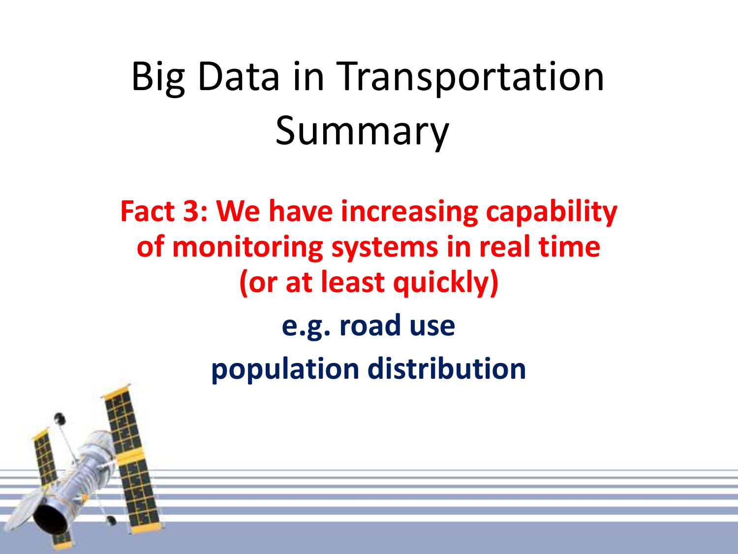# Big Data in Transportation Summary

**Fact 3: We have increasing capability of monitoring systems in real time (or at least quickly)**

**e.g. road use**

**population distribution**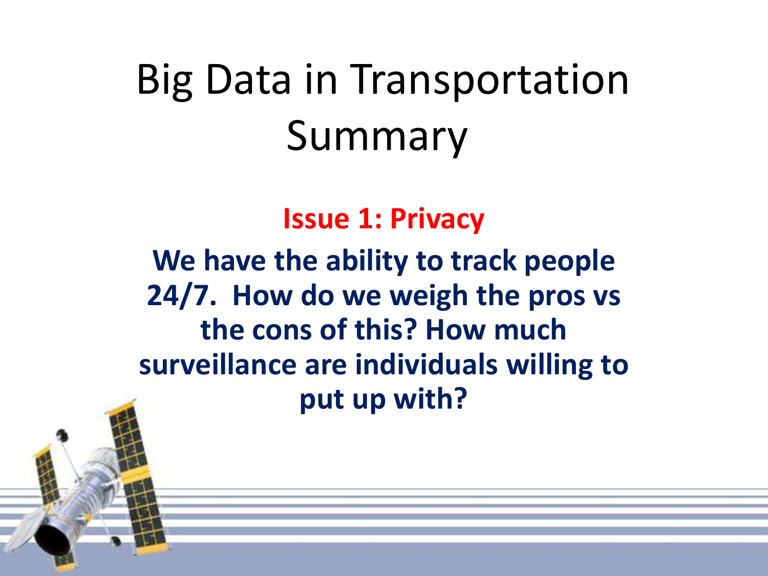# Big Data in Transportation Summary

**Issue 1: Privacy**

**We have the ability to track people 24/7. How do we weigh the pros vs the cons of this? How much surveillance are individuals willing to put up with?**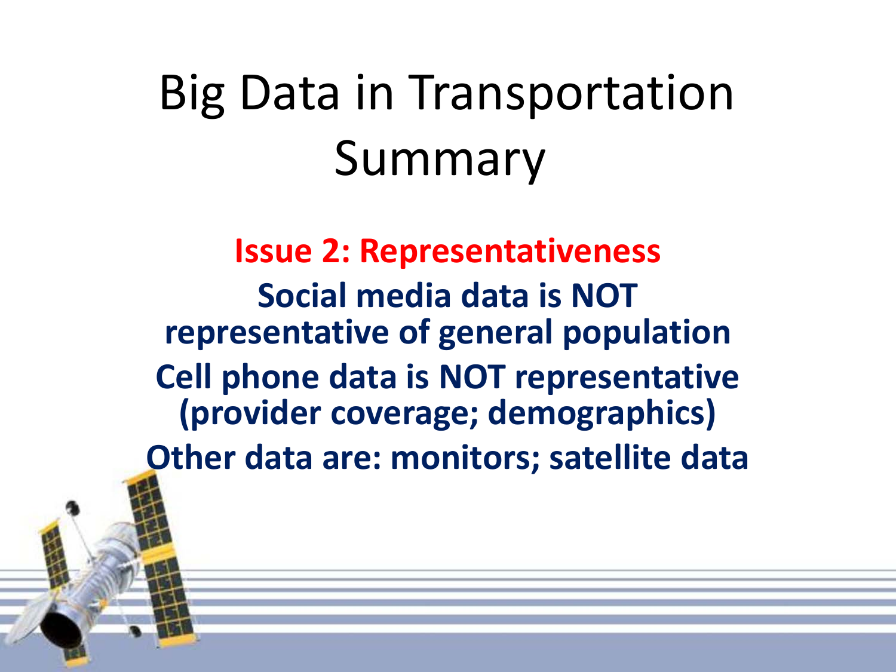# Big Data in Transportation Summary

**Issue 2: Representativeness**

**Social media data is NOT representative of general population**

**Cell phone data is NOT representative (provider coverage; demographics)**

**Other data are: monitors; satellite data**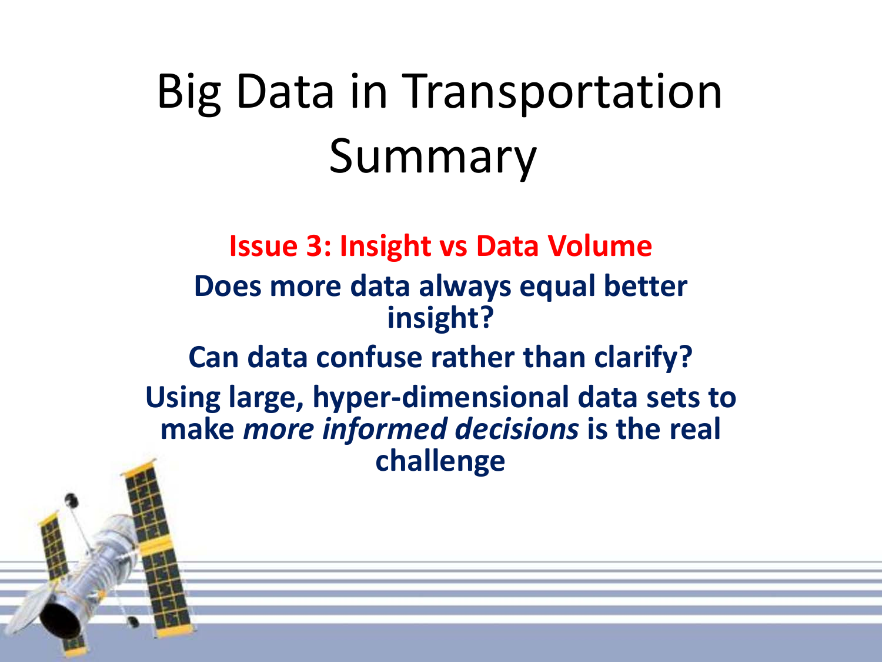# Big Data in Transportation Summary

**Issue 3: Insight vs Data Volume**

**Does more data always equal better insight?**

**Can data confuse rather than clarify?**

**Using large, hyper-dimensional data sets to make *more informed decisions* is the real challenge**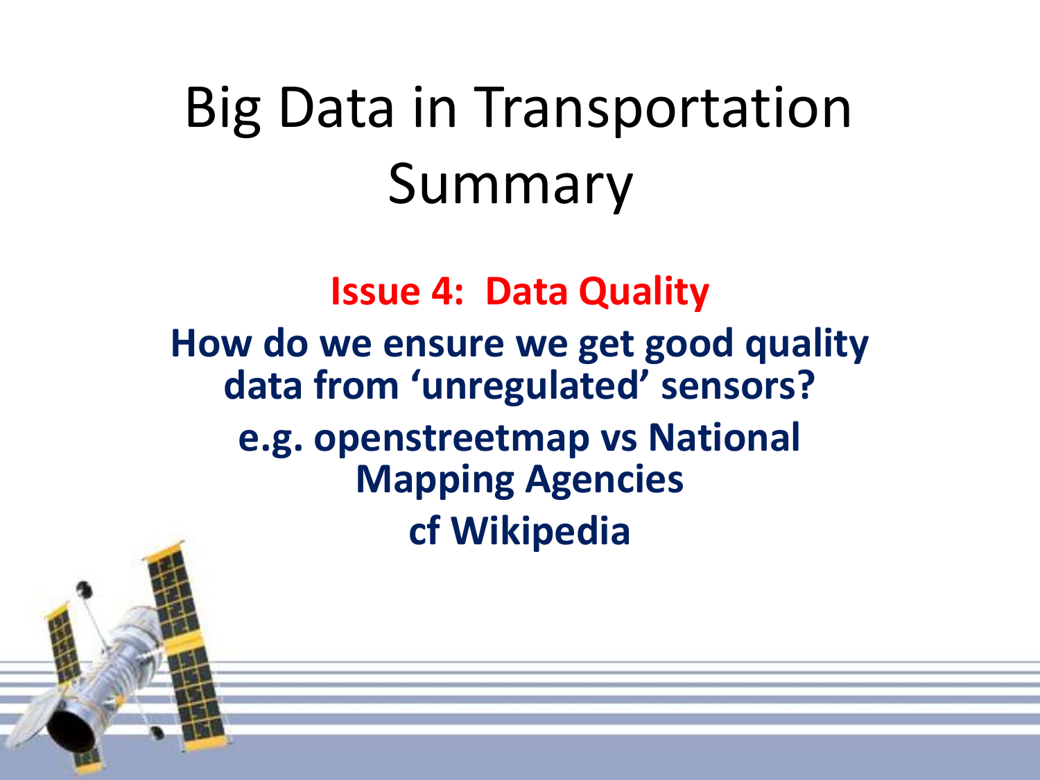# Big Data in Transportation Summary

**Issue 4: Data Quality**

**How do we ensure we get good quality data from 'unregulated' sensors?**

**e.g. openstreetmap vs National Mapping Agencies**

**cf Wikipedia**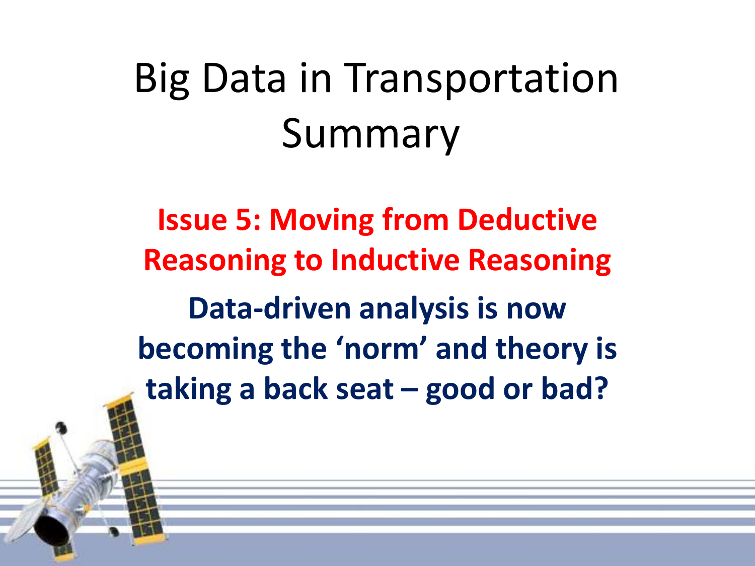# Big Data in Transportation Summary

**Issue 5: Moving from Deductive Reasoning to Inductive Reasoning**

**Data-driven analysis is now becoming the 'norm' and theory is taking a back seat – good or bad?**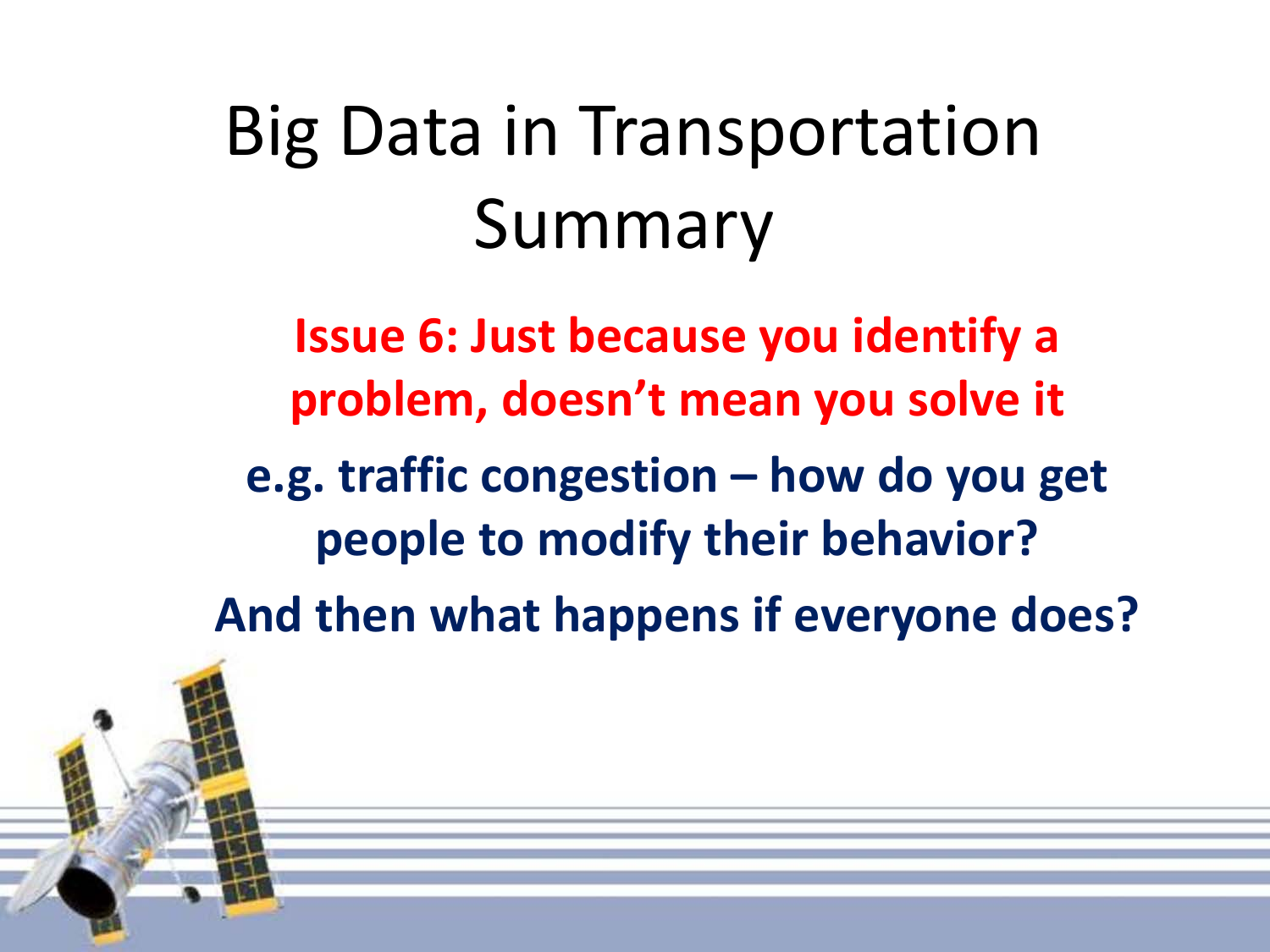# Big Data in Transportation Summary

**Issue 6: Just because you identify a problem, doesn't mean you solve it**

**e.g. traffic congestion – how do you get people to modify their behavior?**

**And then what happens if everyone does?**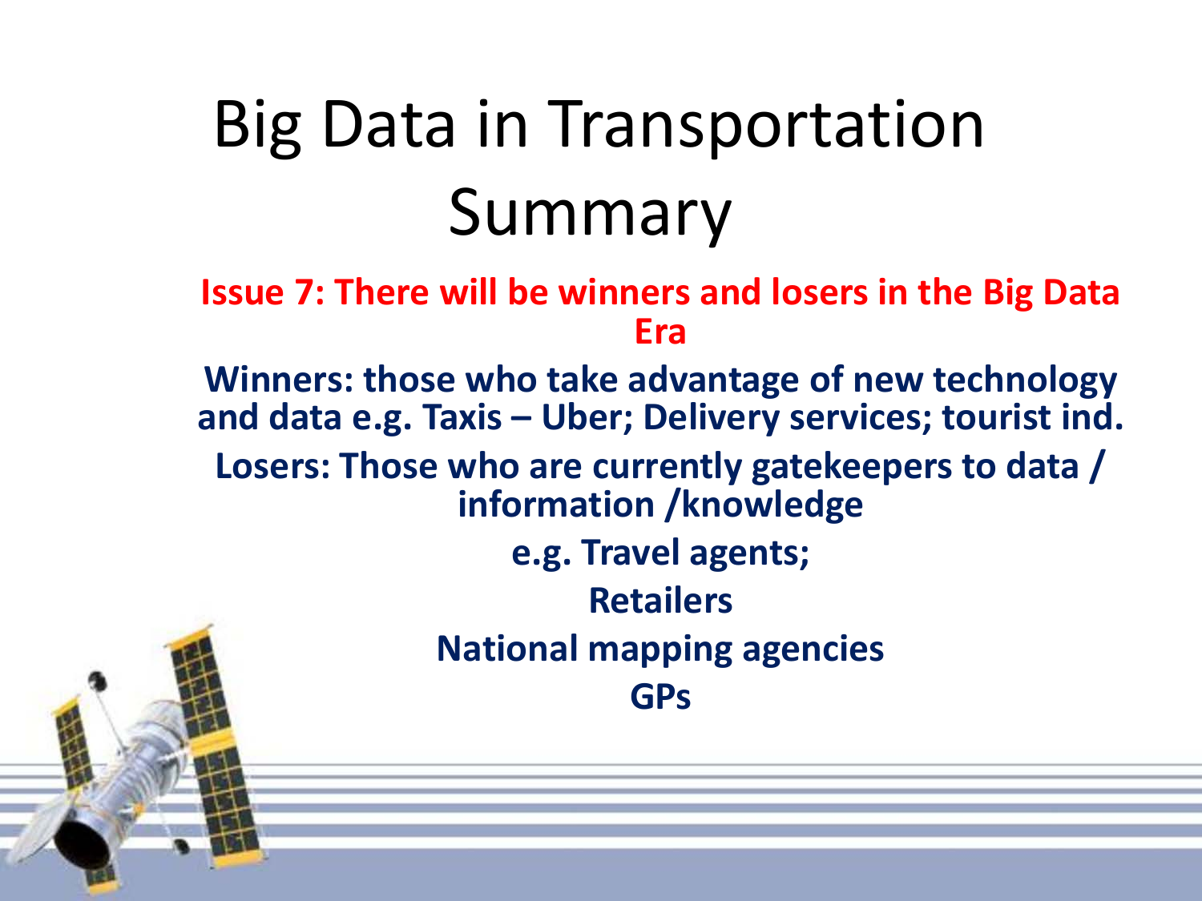# Big Data in Transportation Summary

**Issue 7: There will be winners and losers in the Big Data Era**

**Winners: those who take advantage of new technology and data e.g. Taxis – Uber; Delivery services; tourist ind.**

**Losers: Those who are currently gatekeepers to data / information /knowledge**

**e.g. Travel agents;**

**Retailers**

**National mapping agencies**

**GPs**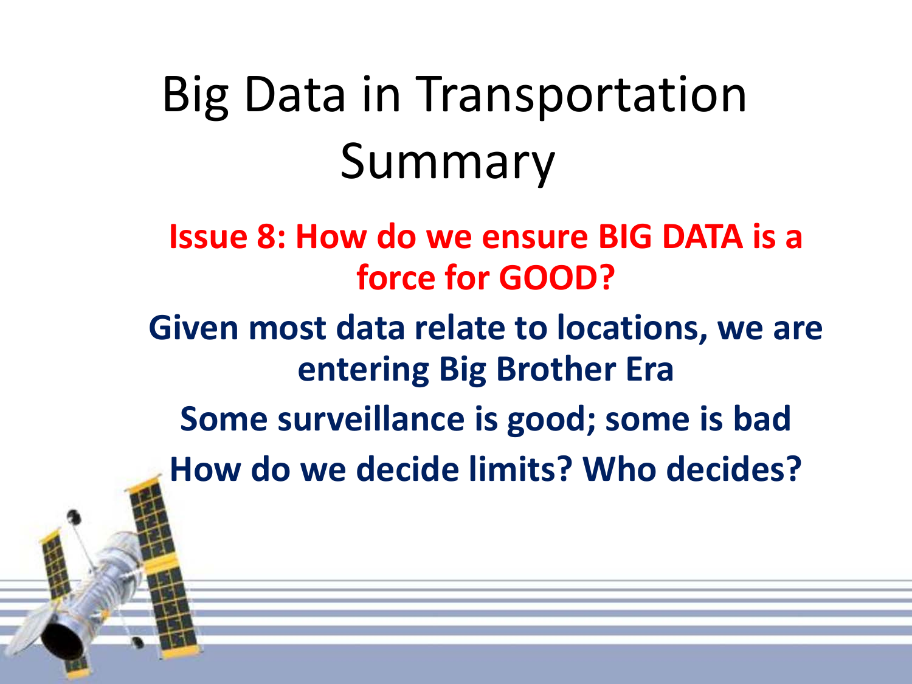# Big Data in Transportation Summary

**Issue 8: How do we ensure BIG DATA is a force for GOOD?**

**Given most data relate to locations, we are entering Big Brother Era**

**Some surveillance is good; some is bad**

**How do we decide limits? Who decides?**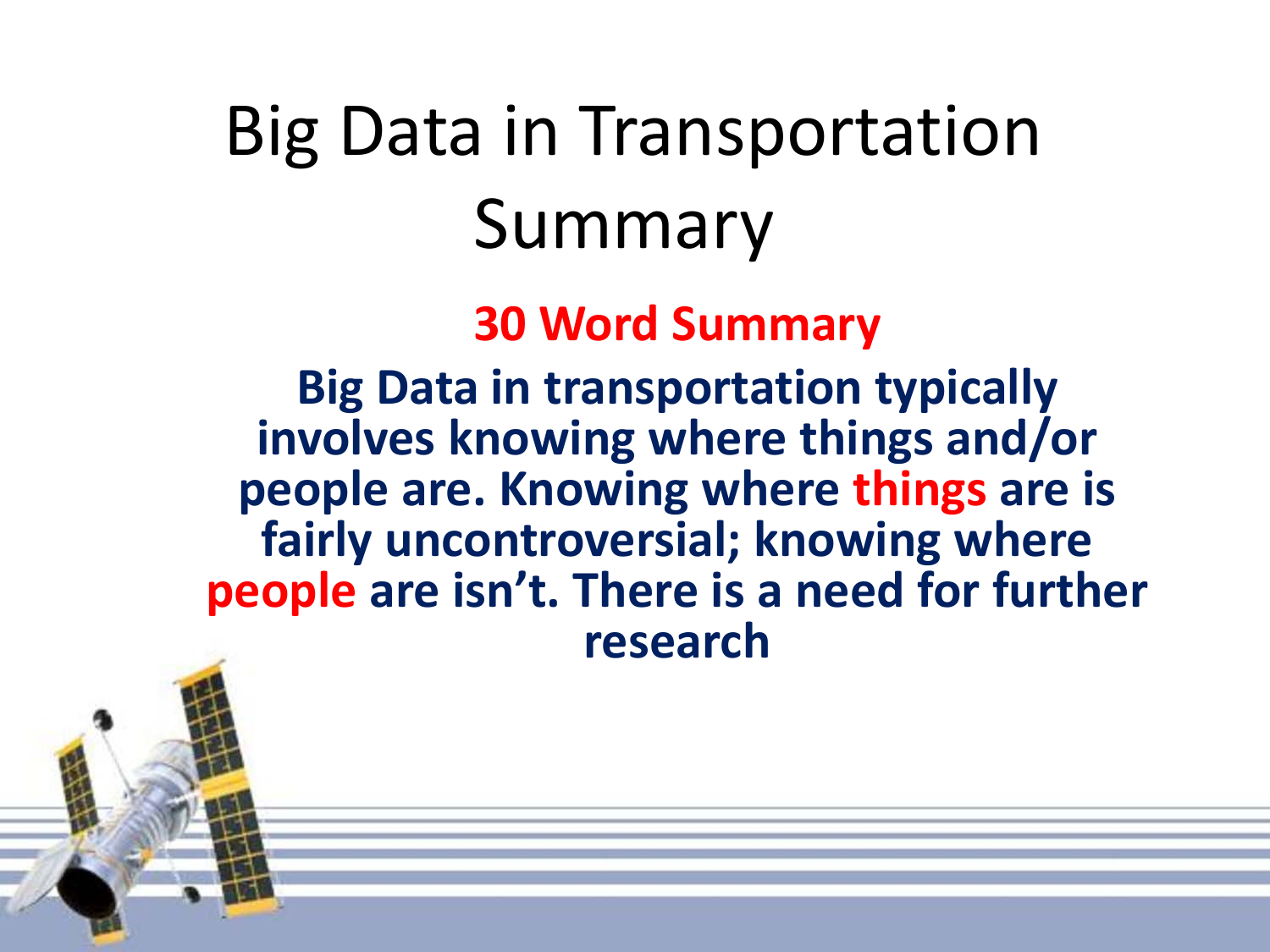# Big Data in Transportation Summary

## 30 Word Summary

**Big Data in transportation typically involves knowing where things and/or people are. Knowing where things are is fairly uncontroversial; knowing where people are isn't. There is a need for further research**